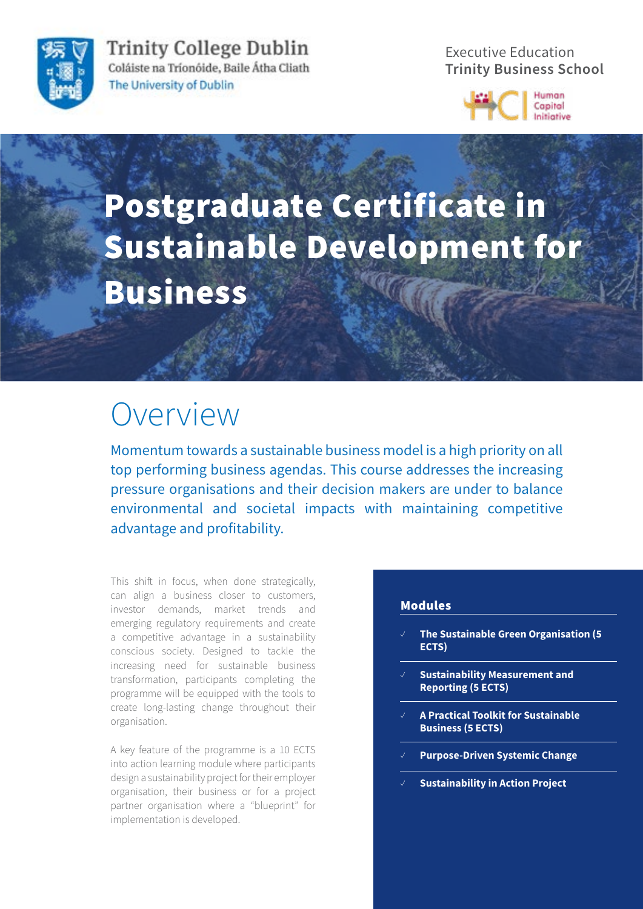Trinity College Dublin
Coláiste na Tríonóide, Baile Átha Cliath
The University of Dublin

Executive Education
**Trinity Business School**

Human Capital Initiative

# Postgraduate Certificate in Sustainable Development for Business

## Overview

Momentum towards a sustainable business model is a high priority on all top performing business agendas. This course addresses the increasing pressure organisations and their decision makers are under to balance environmental and societal impacts with maintaining competitive advantage and profitability.

This shift in focus, when done strategically, can align a business closer to customers, investor demands, market trends and emerging regulatory requirements and create a competitive advantage in a sustainability conscious society. Designed to tackle the increasing need for sustainable business transformation, participants completing the programme will be equipped with the tools to create long-lasting change throughout their organisation.

A key feature of the programme is a 10 ECTS into action learning module where participants design a sustainability project for their employer organisation, their business or for a project partner organisation where a "blueprint" for implementation is developed.

### Modules

- ✓ **The Sustainable Green Organisation (5 ECTS)**
- ✓ **Sustainability Measurement and Reporting (5 ECTS)**
- ✓ **A Practical Toolkit for Sustainable Business (5 ECTS)**
- ✓ **Purpose-Driven Systemic Change**
- ✓ **Sustainability in Action Project**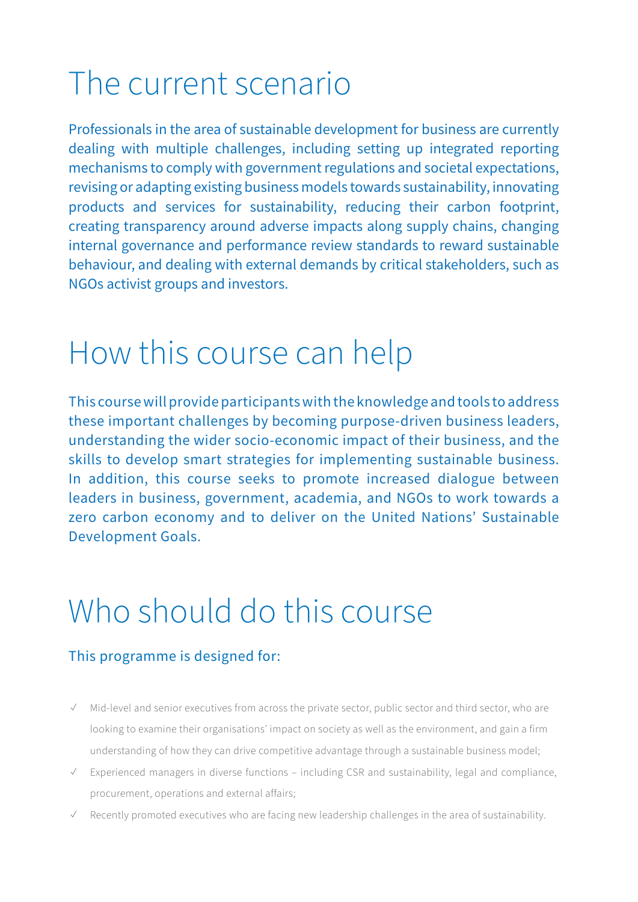# The current scenario

Professionals in the area of sustainable development for business are currently dealing with multiple challenges, including setting up integrated reporting mechanisms to comply with government regulations and societal expectations, revising or adapting existing business models towards sustainability, innovating products and services for sustainability, reducing their carbon footprint, creating transparency around adverse impacts along supply chains, changing internal governance and performance review standards to reward sustainable behaviour, and dealing with external demands by critical stakeholders, such as NGOs activist groups and investors.

# How this course can help

This course will provide participants with the knowledge and tools to address these important challenges by becoming purpose-driven business leaders, understanding the wider socio-economic impact of their business, and the skills to develop smart strategies for implementing sustainable business. In addition, this course seeks to promote increased dialogue between leaders in business, government, academia, and NGOs to work towards a zero carbon economy and to deliver on the United Nations' Sustainable Development Goals.

# Who should do this course

This programme is designed for:

- ✓ Mid-level and senior executives from across the private sector, public sector and third sector, who are looking to examine their organisations' impact on society as well as the environment, and gain a firm understanding of how they can drive competitive advantage through a sustainable business model;
- ✓ Experienced managers in diverse functions – including CSR and sustainability, legal and compliance, procurement, operations and external affairs;
- ✓ Recently promoted executives who are facing new leadership challenges in the area of sustainability.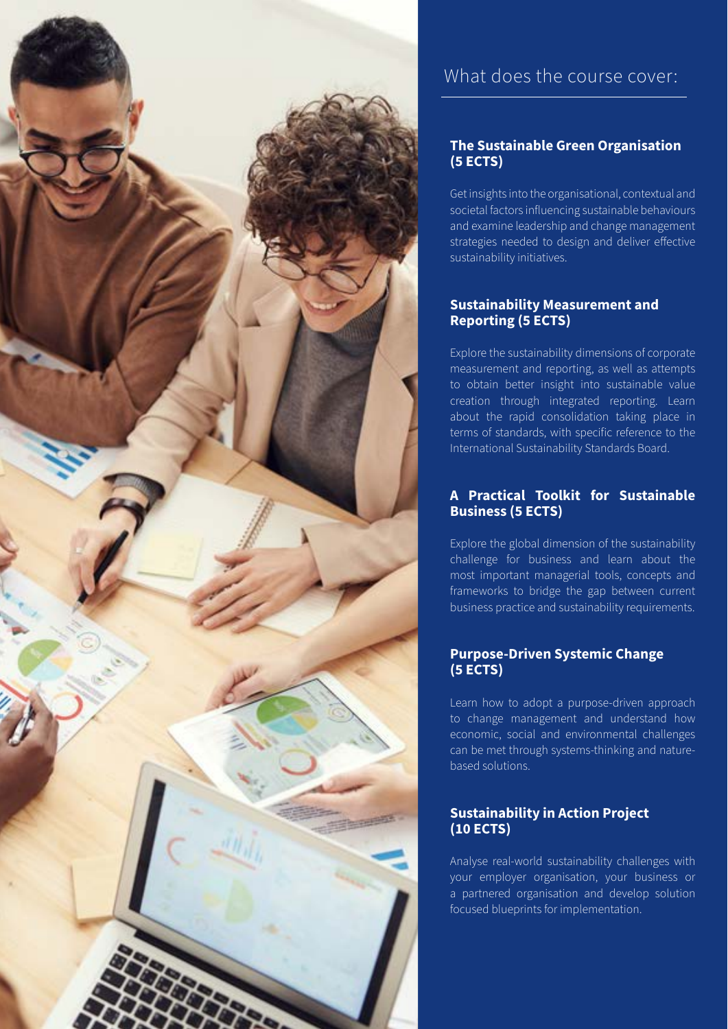## What does the course cover:

### The Sustainable Green Organisation (5 ECTS)

Get insights into the organisational, contextual and societal factors influencing sustainable behaviours and examine leadership and change management strategies needed to design and deliver effective sustainability initiatives.

### Sustainability Measurement and Reporting (5 ECTS)

Explore the sustainability dimensions of corporate measurement and reporting, as well as attempts to obtain better insight into sustainable value creation through integrated reporting. Learn about the rapid consolidation taking place in terms of standards, with specific reference to the International Sustainability Standards Board.

### A Practical Toolkit for Sustainable Business (5 ECTS)

Explore the global dimension of the sustainability challenge for business and learn about the most important managerial tools, concepts and frameworks to bridge the gap between current business practice and sustainability requirements.

### Purpose-Driven Systemic Change (5 ECTS)

Learn how to adopt a purpose-driven approach to change management and understand how economic, social and environmental challenges can be met through systems-thinking and nature-based solutions.

### Sustainability in Action Project (10 ECTS)

Analyse real-world sustainability challenges with your employer organisation, your business or a partnered organisation and develop solution focused blueprints for implementation.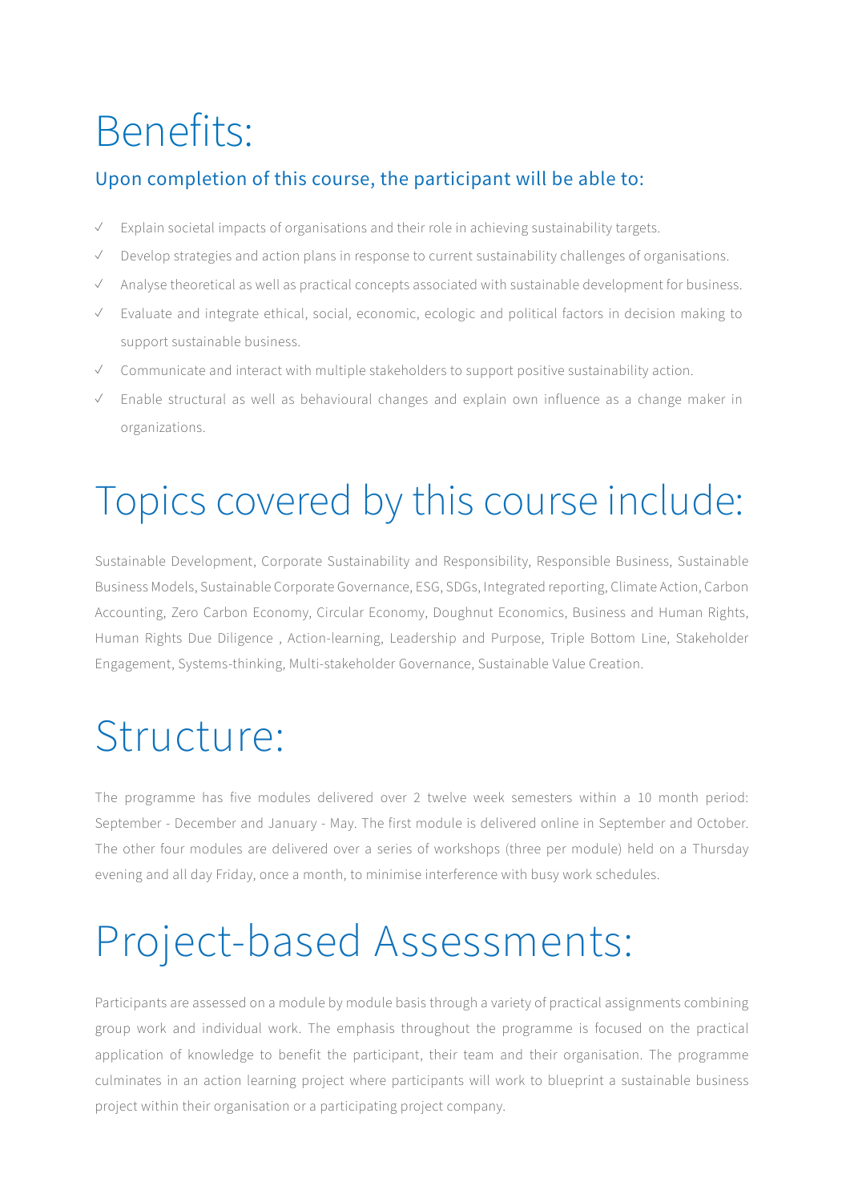# Benefits:

## Upon completion of this course, the participant will be able to:

- ✓ Explain societal impacts of organisations and their role in achieving sustainability targets.
- ✓ Develop strategies and action plans in response to current sustainability challenges of organisations.
- ✓ Analyse theoretical as well as practical concepts associated with sustainable development for business.
- ✓ Evaluate and integrate ethical, social, economic, ecologic and political factors in decision making to support sustainable business.
- ✓ Communicate and interact with multiple stakeholders to support positive sustainability action.
- ✓ Enable structural as well as behavioural changes and explain own influence as a change maker in organizations.

# Topics covered by this course include:

Sustainable Development, Corporate Sustainability and Responsibility, Responsible Business, Sustainable Business Models, Sustainable Corporate Governance, ESG, SDGs, Integrated reporting, Climate Action, Carbon Accounting, Zero Carbon Economy, Circular Economy, Doughnut Economics, Business and Human Rights, Human Rights Due Diligence , Action-learning, Leadership and Purpose, Triple Bottom Line, Stakeholder Engagement, Systems-thinking, Multi-stakeholder Governance, Sustainable Value Creation.

# Structure:

The programme has five modules delivered over 2 twelve week semesters within a 10 month period: September - December and January - May. The first module is delivered online in September and October. The other four modules are delivered over a series of workshops (three per module) held on a Thursday evening and all day Friday, once a month, to minimise interference with busy work schedules.

# Project-based Assessments:

Participants are assessed on a module by module basis through a variety of practical assignments combining group work and individual work. The emphasis throughout the programme is focused on the practical application of knowledge to benefit the participant, their team and their organisation. The programme culminates in an action learning project where participants will work to blueprint a sustainable business project within their organisation or a participating project company.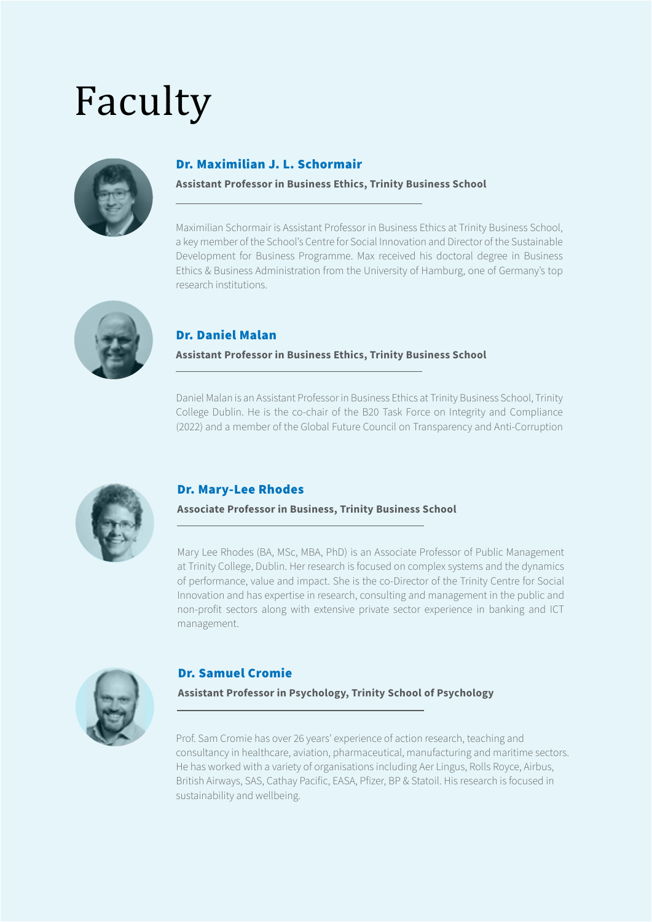# Faculty

### Dr. Maximilian J. L. Schormair

**Assistant Professor in Business Ethics, Trinity Business School**

Maximilian Schormair is Assistant Professor in Business Ethics at Trinity Business School, a key member of the School's Centre for Social Innovation and Director of the Sustainable Development for Business Programme. Max received his doctoral degree in Business Ethics & Business Administration from the University of Hamburg, one of Germany's top research institutions.

### Dr. Daniel Malan

**Assistant Professor in Business Ethics, Trinity Business School**

Daniel Malan is an Assistant Professor in Business Ethics at Trinity Business School, Trinity College Dublin. He is the co-chair of the B20 Task Force on Integrity and Compliance (2022) and a member of the Global Future Council on Transparency and Anti-Corruption

### Dr. Mary-Lee Rhodes

**Associate Professor in Business, Trinity Business School**

Mary Lee Rhodes (BA, MSc, MBA, PhD) is an Associate Professor of Public Management at Trinity College, Dublin. Her research is focused on complex systems and the dynamics of performance, value and impact. She is the co-Director of the Trinity Centre for Social Innovation and has expertise in research, consulting and management in the public and non-profit sectors along with extensive private sector experience in banking and ICT management.

### Dr. Samuel Cromie

**Assistant Professor in Psychology, Trinity School of Psychology**

Prof. Sam Cromie has over 26 years' experience of action research, teaching and consultancy in healthcare, aviation, pharmaceutical, manufacturing and maritime sectors. He has worked with a variety of organisations including Aer Lingus, Rolls Royce, Airbus, British Airways, SAS, Cathay Pacific, EASA, Pfizer, BP & Statoil. His research is focused in sustainability and wellbeing.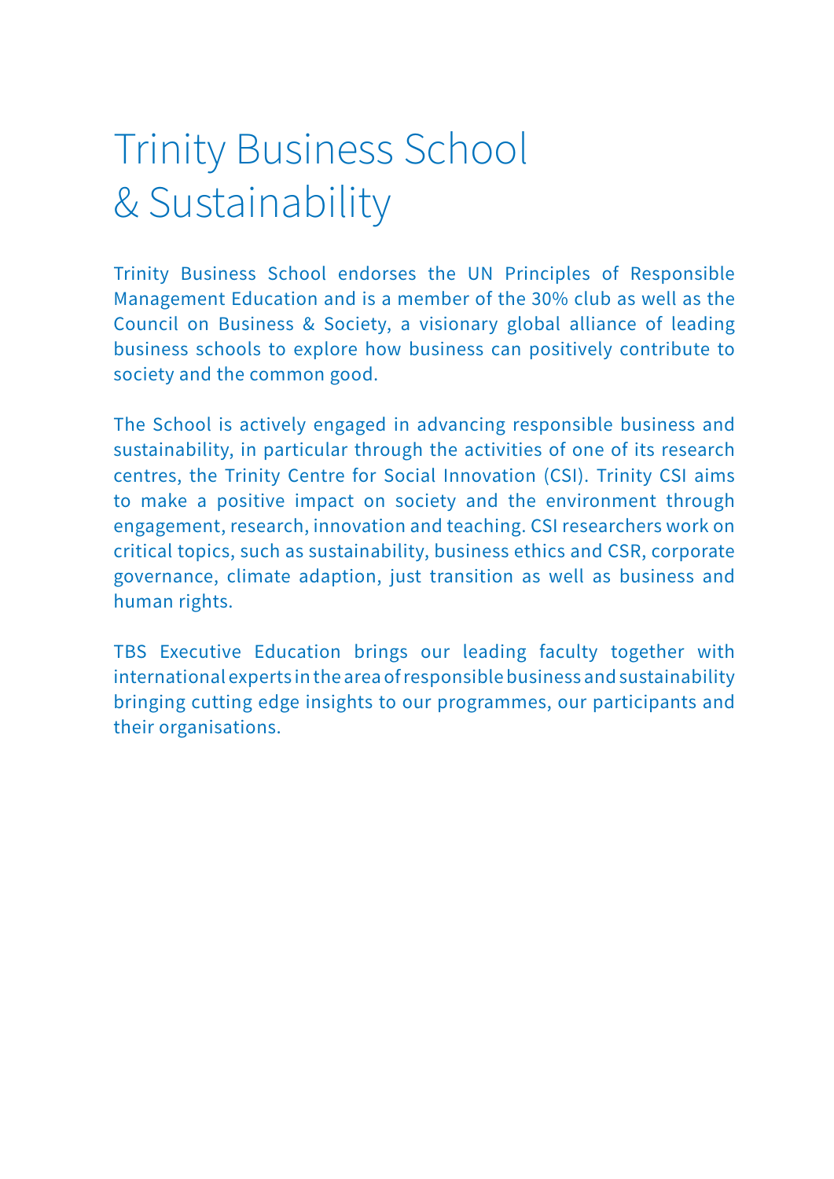# Trinity Business School & Sustainability

Trinity Business School endorses the UN Principles of Responsible Management Education and is a member of the 30% club as well as the Council on Business & Society, a visionary global alliance of leading business schools to explore how business can positively contribute to society and the common good.

The School is actively engaged in advancing responsible business and sustainability, in particular through the activities of one of its research centres, the Trinity Centre for Social Innovation (CSI). Trinity CSI aims to make a positive impact on society and the environment through engagement, research, innovation and teaching. CSI researchers work on critical topics, such as sustainability, business ethics and CSR, corporate governance, climate adaption, just transition as well as business and human rights.

TBS Executive Education brings our leading faculty together with international experts in the area of responsible business and sustainability bringing cutting edge insights to our programmes, our participants and their organisations.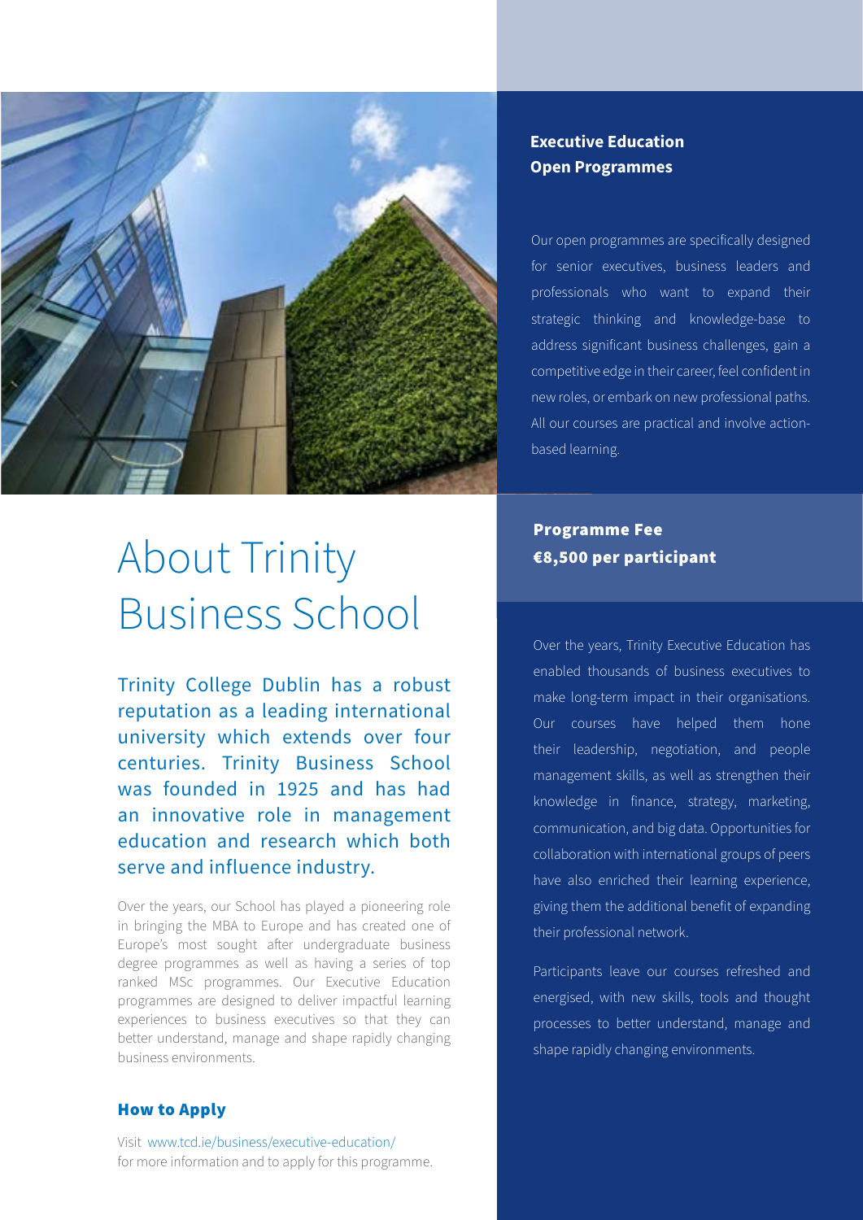## About Trinity Business School

Trinity College Dublin has a robust reputation as a leading international university which extends over four centuries. Trinity Business School was founded in 1925 and has had an innovative role in management education and research which both serve and influence industry.

Over the years, our School has played a pioneering role in bringing the MBA to Europe and has created one of Europe's most sought after undergraduate business degree programmes as well as having a series of top ranked MSc programmes. Our Executive Education programmes are designed to deliver impactful learning experiences to business executives so that they can better understand, manage and shape rapidly changing business environments.

### How to Apply

Visit www.tcd.ie/business/executive-education/ for more information and to apply for this programme.

### Executive Education Open Programmes

Our open programmes are specifically designed for senior executives, business leaders and professionals who want to expand their strategic thinking and knowledge-base to address significant business challenges, gain a competitive edge in their career, feel confident in new roles, or embark on new professional paths. All our courses are practical and involve action-based learning.

**Programme Fee**
**€8,500 per participant**

Over the years, Trinity Executive Education has enabled thousands of business executives to make long-term impact in their organisations. Our courses have helped them hone their leadership, negotiation, and people management skills, as well as strengthen their knowledge in finance, strategy, marketing, communication, and big data. Opportunities for collaboration with international groups of peers have also enriched their learning experience, giving them the additional benefit of expanding their professional network.

Participants leave our courses refreshed and energised, with new skills, tools and thought processes to better understand, manage and shape rapidly changing environments.